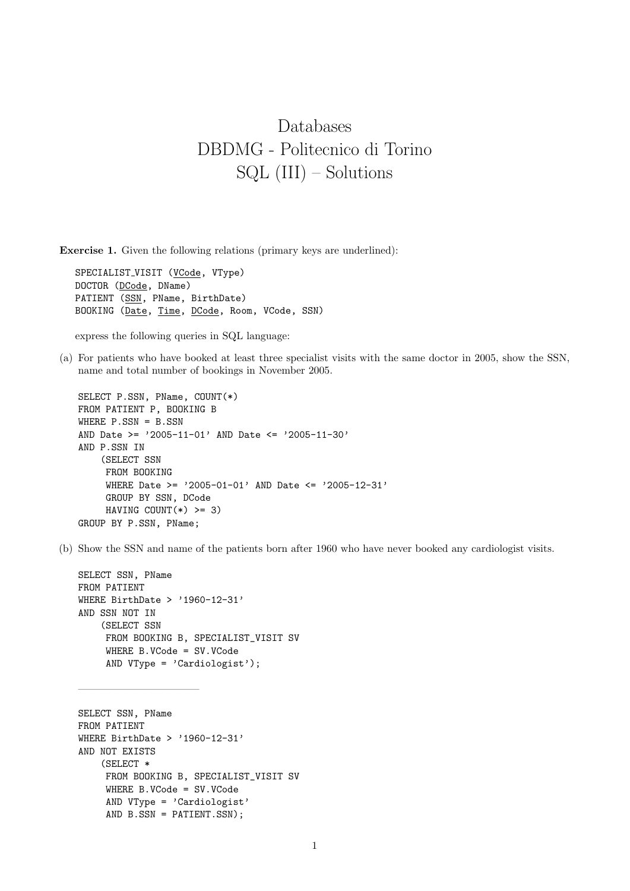# Databases
# DBDMG - Politecnico di Torino
# SQL (III) – Solutions

**Exercise 1.** Given the following relations (primary keys are underlined):

```
SPECIALIST_VISIT (VCode, VType)
DOCTOR (DCode, DName)
PATIENT (SSN, PName, BirthDate)
BOOKING (Date, Time, DCode, Room, VCode, SSN)
```

express the following queries in SQL language:

(a) For patients who have booked at least three specialist visits with the same doctor in 2005, show the SSN, name and total number of bookings in November 2005.

```
SELECT P.SSN, PName, COUNT(*)
FROM PATIENT P, BOOKING B
WHERE P.SSN = B.SSN
AND Date >= '2005-11-01' AND Date <= '2005-11-30'
AND P.SSN IN
    (SELECT SSN
     FROM BOOKING
     WHERE Date >= '2005-01-01' AND Date <= '2005-12-31'
     GROUP BY SSN, DCode
     HAVING COUNT(*) >= 3)
GROUP BY P.SSN, PName;
```

(b) Show the SSN and name of the patients born after 1960 who have never booked any cardiologist visits.

```
SELECT SSN, PName
FROM PATIENT
WHERE BirthDate > '1960-12-31'
AND SSN NOT IN
    (SELECT SSN
     FROM BOOKING B, SPECIALIST_VISIT SV
     WHERE B.VCode = SV.VCode
     AND VType = 'Cardiologist');
```

---

```
SELECT SSN, PName
FROM PATIENT
WHERE BirthDate > '1960-12-31'
AND NOT EXISTS
    (SELECT *
     FROM BOOKING B, SPECIALIST_VISIT SV
     WHERE B.VCode = SV.VCode
     AND VType = 'Cardiologist'
     AND B.SSN = PATIENT.SSN);
```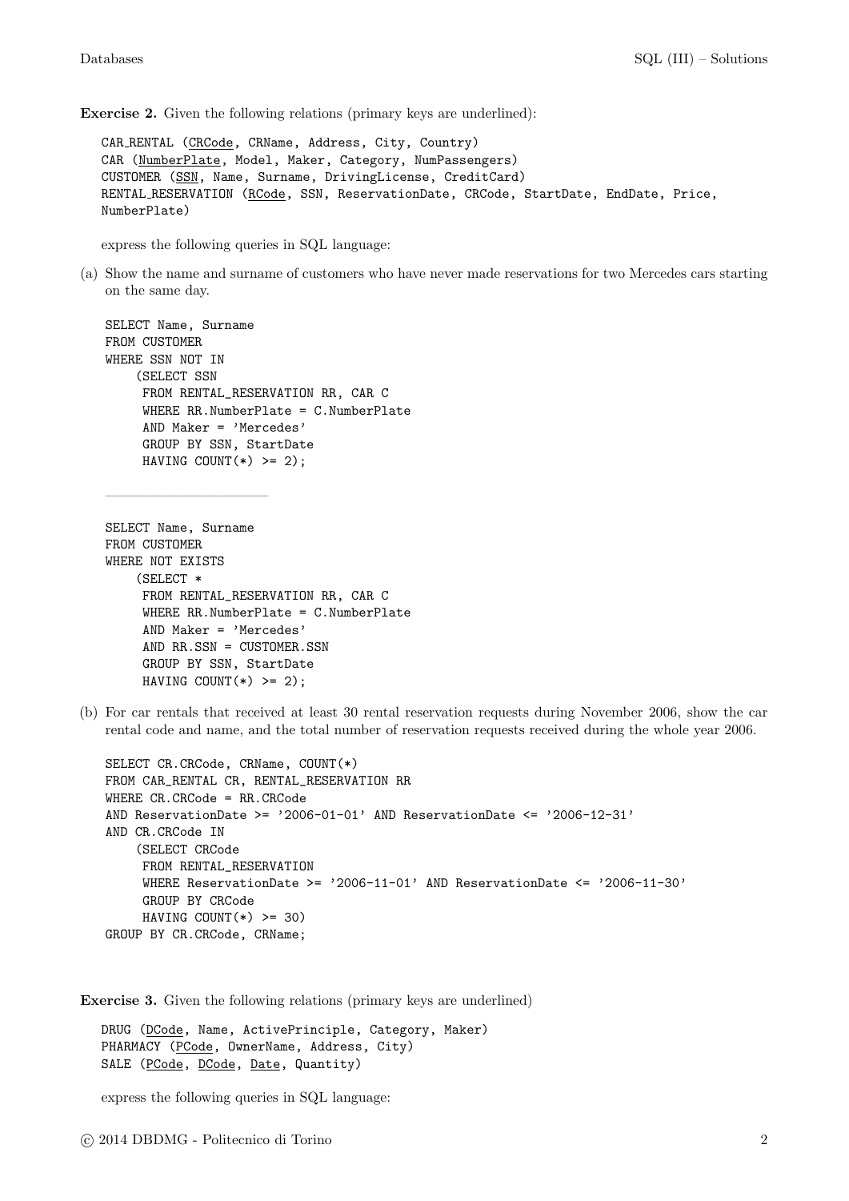**Exercise 2.** Given the following relations (primary keys are underlined):

```
CAR_RENTAL (CRCode, CRName, Address, City, Country)
CAR (NumberPlate, Model, Maker, Category, NumPassengers)
CUSTOMER (SSN, Name, Surname, DrivingLicense, CreditCard)
RENTAL_RESERVATION (RCode, SSN, ReservationDate, CRCode, StartDate, EndDate, Price,
NumberPlate)
```

express the following queries in SQL language:

(a) Show the name and surname of customers who have never made reservations for two Mercedes cars starting on the same day.

```
SELECT Name, Surname
FROM CUSTOMER
WHERE SSN NOT IN
    (SELECT SSN
     FROM RENTAL_RESERVATION RR, CAR C
     WHERE RR.NumberPlate = C.NumberPlate
     AND Maker = 'Mercedes'
     GROUP BY SSN, StartDate
     HAVING COUNT(*) >= 2);
```

---

```
SELECT Name, Surname
FROM CUSTOMER
WHERE NOT EXISTS
    (SELECT *
     FROM RENTAL_RESERVATION RR, CAR C
     WHERE RR.NumberPlate = C.NumberPlate
     AND Maker = 'Mercedes'
     AND RR.SSN = CUSTOMER.SSN
     GROUP BY SSN, StartDate
     HAVING COUNT(*) >= 2);
```

(b) For car rentals that received at least 30 rental reservation requests during November 2006, show the car rental code and name, and the total number of reservation requests received during the whole year 2006.

```
SELECT CR.CRCode, CRName, COUNT(*)
FROM CAR_RENTAL CR, RENTAL_RESERVATION RR
WHERE CR.CRCode = RR.CRCode
AND ReservationDate >= '2006-01-01' AND ReservationDate <= '2006-12-31'
AND CR.CRCode IN
    (SELECT CRCode
     FROM RENTAL_RESERVATION
     WHERE ReservationDate >= '2006-11-01' AND ReservationDate <= '2006-11-30'
     GROUP BY CRCode
     HAVING COUNT(*) >= 30)
GROUP BY CR.CRCode, CRName;
```

**Exercise 3.** Given the following relations (primary keys are underlined)

```
DRUG (DCode, Name, ActivePrinciple, Category, Maker)
PHARMACY (PCode, OwnerName, Address, City)
SALE (PCode, DCode, Date, Quantity)
```

express the following queries in SQL language: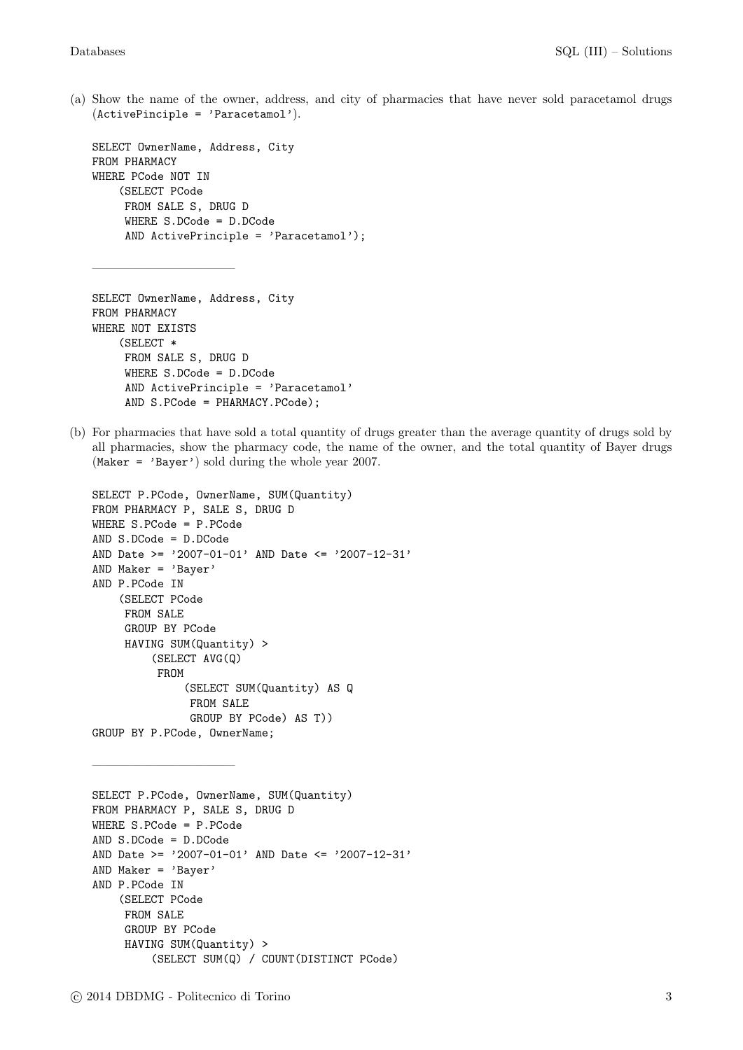(a) Show the name of the owner, address, and city of pharmacies that have never sold paracetamol drugs (ActivePinciple = 'Paracetamol').

```
SELECT OwnerName, Address, City
FROM PHARMACY
WHERE PCode NOT IN
    (SELECT PCode
     FROM SALE S, DRUG D
     WHERE S.DCode = D.DCode
     AND ActivePrinciple = 'Paracetamol');
```

---

```
SELECT OwnerName, Address, City
FROM PHARMACY
WHERE NOT EXISTS
    (SELECT *
     FROM SALE S, DRUG D
     WHERE S.DCode = D.DCode
     AND ActivePrinciple = 'Paracetamol'
     AND S.PCode = PHARMACY.PCode);
```

(b) For pharmacies that have sold a total quantity of drugs greater than the average quantity of drugs sold by all pharmacies, show the pharmacy code, the name of the owner, and the total quantity of Bayer drugs (Maker = 'Bayer') sold during the whole year 2007.

```
SELECT P.PCode, OwnerName, SUM(Quantity)
FROM PHARMACY P, SALE S, DRUG D
WHERE S.PCode = P.PCode
AND S.DCode = D.DCode
AND Date >= '2007-01-01' AND Date <= '2007-12-31'
AND Maker = 'Bayer'
AND P.PCode IN
    (SELECT PCode
     FROM SALE
     GROUP BY PCode
     HAVING SUM(Quantity) >
         (SELECT AVG(Q)
          FROM
              (SELECT SUM(Quantity) AS Q
               FROM SALE
               GROUP BY PCode) AS T))
GROUP BY P.PCode, OwnerName;
```

---

```
SELECT P.PCode, OwnerName, SUM(Quantity)
FROM PHARMACY P, SALE S, DRUG D
WHERE S.PCode = P.PCode
AND S.DCode = D.DCode
AND Date >= '2007-01-01' AND Date <= '2007-12-31'
AND Maker = 'Bayer'
AND P.PCode IN
    (SELECT PCode
     FROM SALE
     GROUP BY PCode
     HAVING SUM(Quantity) >
         (SELECT SUM(Q) / COUNT(DISTINCT PCode)
```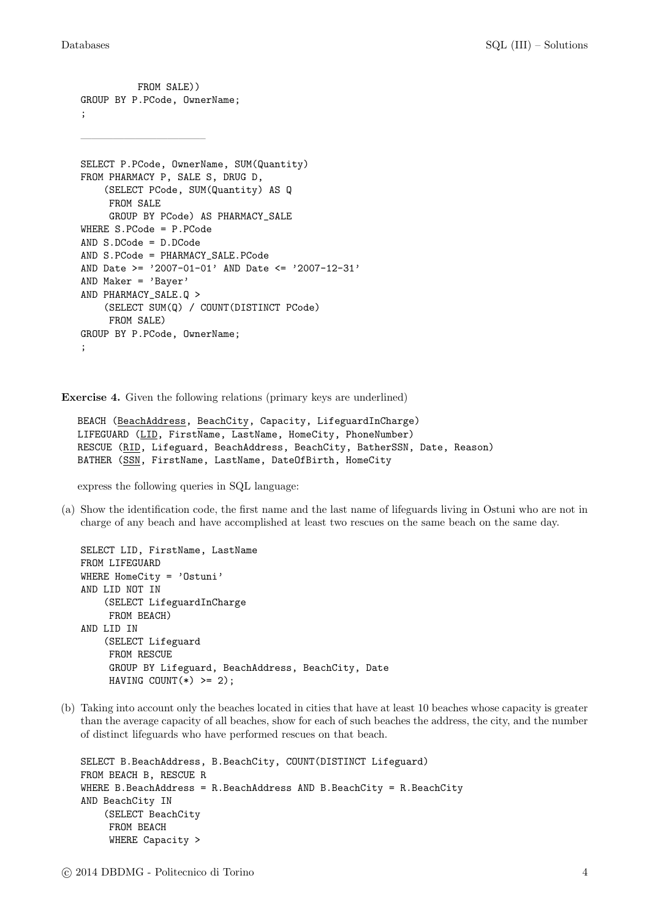```
          FROM SALE))
GROUP BY P.PCode, OwnerName;
;
```

---

```
SELECT P.PCode, OwnerName, SUM(Quantity)
FROM PHARMACY P, SALE S, DRUG D,
    (SELECT PCode, SUM(Quantity) AS Q
     FROM SALE
     GROUP BY PCode) AS PHARMACY_SALE
WHERE S.PCode = P.PCode
AND S.DCode = D.DCode
AND S.PCode = PHARMACY_SALE.PCode
AND Date >= '2007-01-01' AND Date <= '2007-12-31'
AND Maker = 'Bayer'
AND PHARMACY_SALE.Q >
    (SELECT SUM(Q) / COUNT(DISTINCT PCode)
     FROM SALE)
GROUP BY P.PCode, OwnerName;
;
```

**Exercise 4.** Given the following relations (primary keys are underlined)

```
BEACH (BeachAddress, BeachCity, Capacity, LifeguardInCharge)
LIFEGUARD (LID, FirstName, LastName, HomeCity, PhoneNumber)
RESCUE (RID, Lifeguard, BeachAddress, BeachCity, BatherSSN, Date, Reason)
BATHER (SSN, FirstName, LastName, DateOfBirth, HomeCity
```

express the following queries in SQL language:

(a) Show the identification code, the first name and the last name of lifeguards living in Ostuni who are not in charge of any beach and have accomplished at least two rescues on the same beach on the same day.

```
SELECT LID, FirstName, LastName
FROM LIFEGUARD
WHERE HomeCity = 'Ostuni'
AND LID NOT IN
    (SELECT LifeguardInCharge
     FROM BEACH)
AND LID IN
    (SELECT Lifeguard
     FROM RESCUE
     GROUP BY Lifeguard, BeachAddress, BeachCity, Date
     HAVING COUNT(*) >= 2);
```

(b) Taking into account only the beaches located in cities that have at least 10 beaches whose capacity is greater than the average capacity of all beaches, show for each of such beaches the address, the city, and the number of distinct lifeguards who have performed rescues on that beach.

```
SELECT B.BeachAddress, B.BeachCity, COUNT(DISTINCT Lifeguard)
FROM BEACH B, RESCUE R
WHERE B.BeachAddress = R.BeachAddress AND B.BeachCity = R.BeachCity
AND BeachCity IN
    (SELECT BeachCity
     FROM BEACH
     WHERE Capacity >
```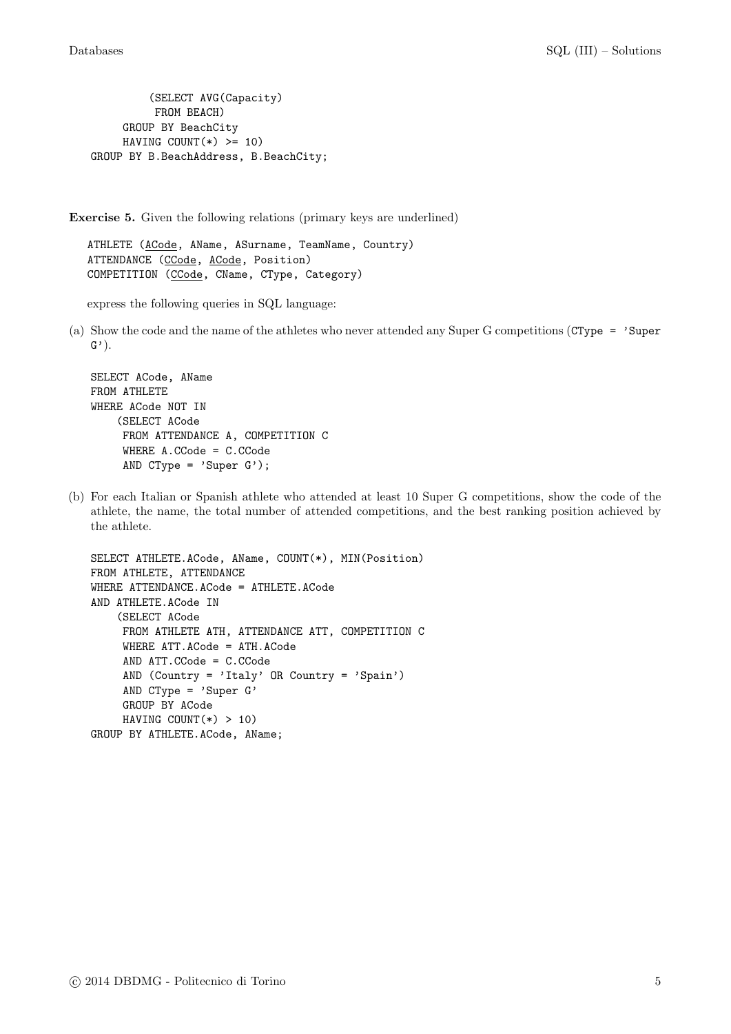```
        (SELECT AVG(Capacity)
         FROM BEACH)
    GROUP BY BeachCity
    HAVING COUNT(*) >= 10)
GROUP BY B.BeachAddress, B.BeachCity;
```

**Exercise 5.** Given the following relations (primary keys are underlined)

```
ATHLETE (ACode, AName, ASurname, TeamName, Country)
ATTENDANCE (CCode, ACode, Position)
COMPETITION (CCode, CName, CType, Category)
```

express the following queries in SQL language:

(a) Show the code and the name of the athletes who never attended any Super G competitions (`CType = 'Super G'`).

```
SELECT ACode, AName
FROM ATHLETE
WHERE ACode NOT IN
    (SELECT ACode
     FROM ATTENDANCE A, COMPETITION C
     WHERE A.CCode = C.CCode
     AND CType = 'Super G');
```

(b) For each Italian or Spanish athlete who attended at least 10 Super G competitions, show the code of the athlete, the name, the total number of attended competitions, and the best ranking position achieved by the athlete.

```
SELECT ATHLETE.ACode, AName, COUNT(*), MIN(Position)
FROM ATHLETE, ATTENDANCE
WHERE ATTENDANCE.ACode = ATHLETE.ACode
AND ATHLETE.ACode IN
    (SELECT ACode
     FROM ATHLETE ATH, ATTENDANCE ATT, COMPETITION C
     WHERE ATT.ACode = ATH.ACode
     AND ATT.CCode = C.CCode
     AND (Country = 'Italy' OR Country = 'Spain')
     AND CType = 'Super G'
     GROUP BY ACode
     HAVING COUNT(*) > 10)
GROUP BY ATHLETE.ACode, AName;
```